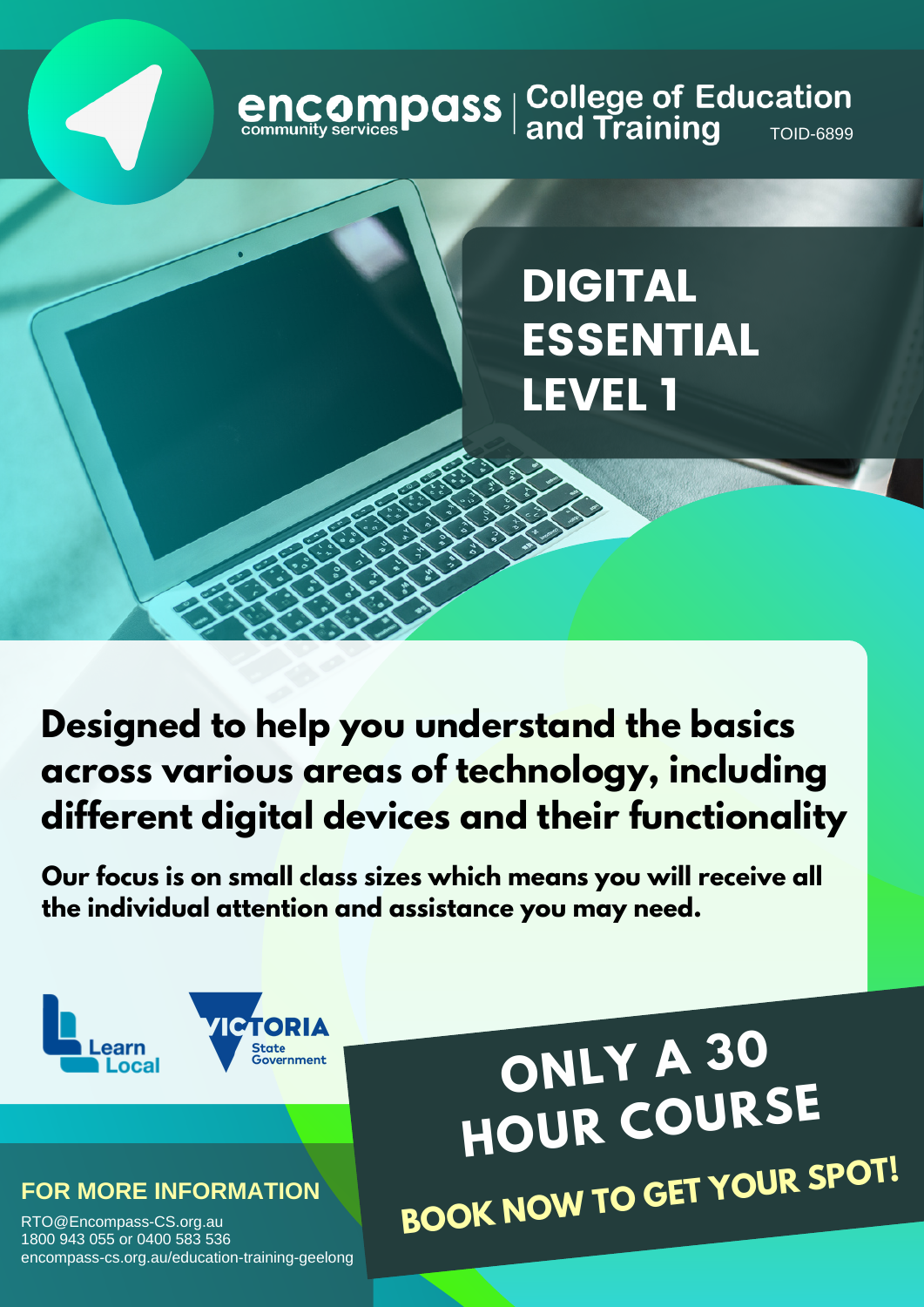encompass community services | College of Education and Training TOID-6899

# DIGITAL ESSENTIAL LEVEL 1

## Designed to help you understand the basics across various areas of technology, including different digital devices and their functionality

**Our focus is on small class sizes which means you will receive all the individual attention and assistance you may need.**

Learn Local

VICTORIA State Government

## ONLY A 30 HOUR COURSE

**BOOK NOW TO GET YOUR SPOT!**

### FOR MORE INFORMATION

RTO@Encompass-CS.org.au
1800 943 055 or 0400 583 536
encompass-cs.org.au/education-training-geelong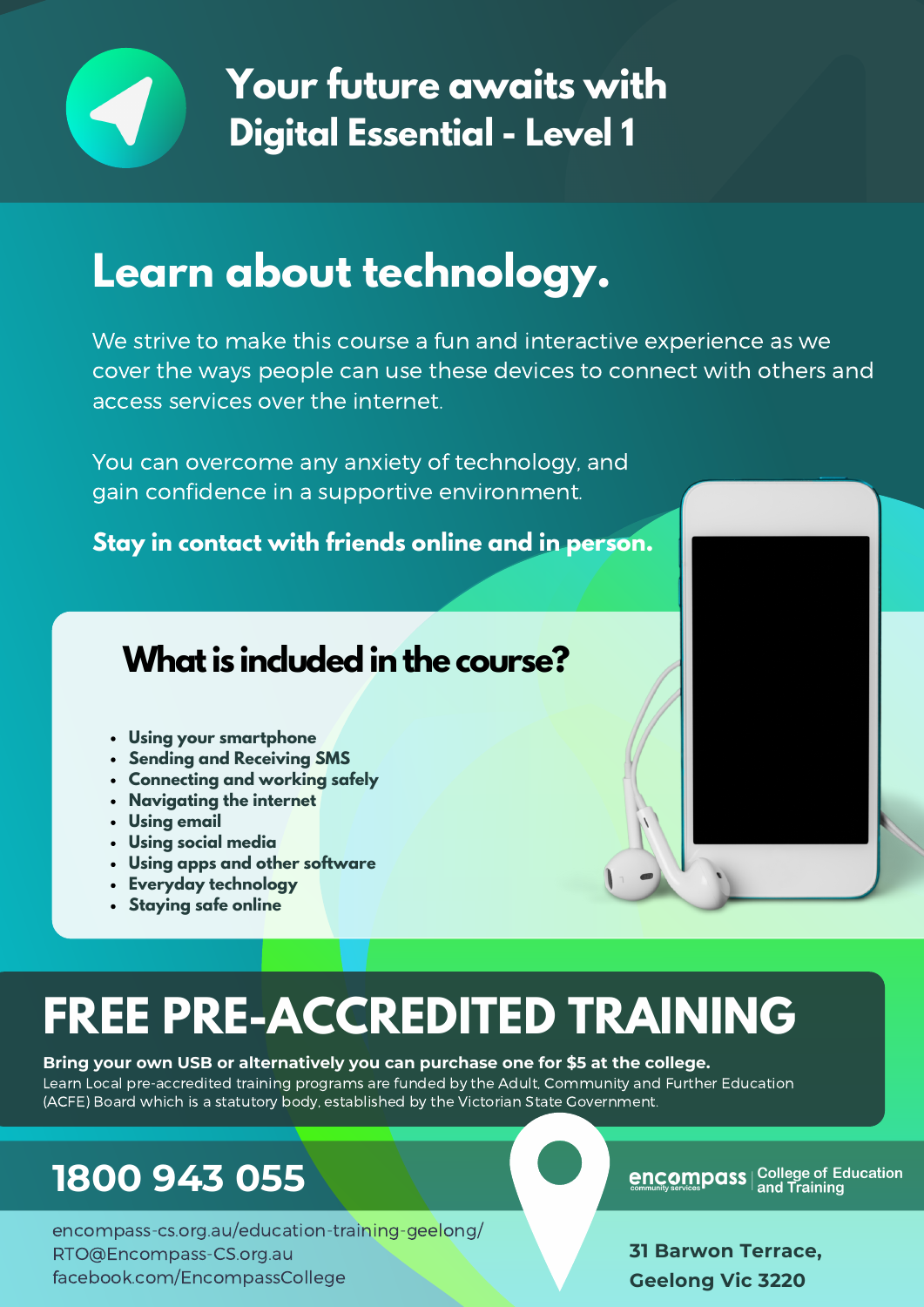# Your future awaits with Digital Essential - Level 1

## Learn about technology.

We strive to make this course a fun and interactive experience as we cover the ways people can use these devices to connect with others and access services over the internet.

You can overcome any anxiety of technology, and gain confidence in a supportive environment.

**Stay in contact with friends online and in person.**

### What is included in the course?

- **Using your smartphone**
- **Sending and Receiving SMS**
- **Connecting and working safely**
- **Navigating the internet**
- **Using email**
- **Using social media**
- **Using apps and other software**
- **Everyday technology**
- **Staying safe online**

## FREE PRE-ACCREDITED TRAINING

**Bring your own USB or alternatively you can purchase one for $5 at the college.**

Learn Local pre-accredited training programs are funded by the Adult, Community and Further Education (ACFE) Board which is a statutory body, established by the Victorian State Government.

**1800 943 055**

encompass community services | College of Education and Training

encompass-cs.org.au/education-training-geelong/
RTO@Encompass-CS.org.au
facebook.com/EncompassCollege

**31 Barwon Terrace,**
**Geelong Vic 3220**